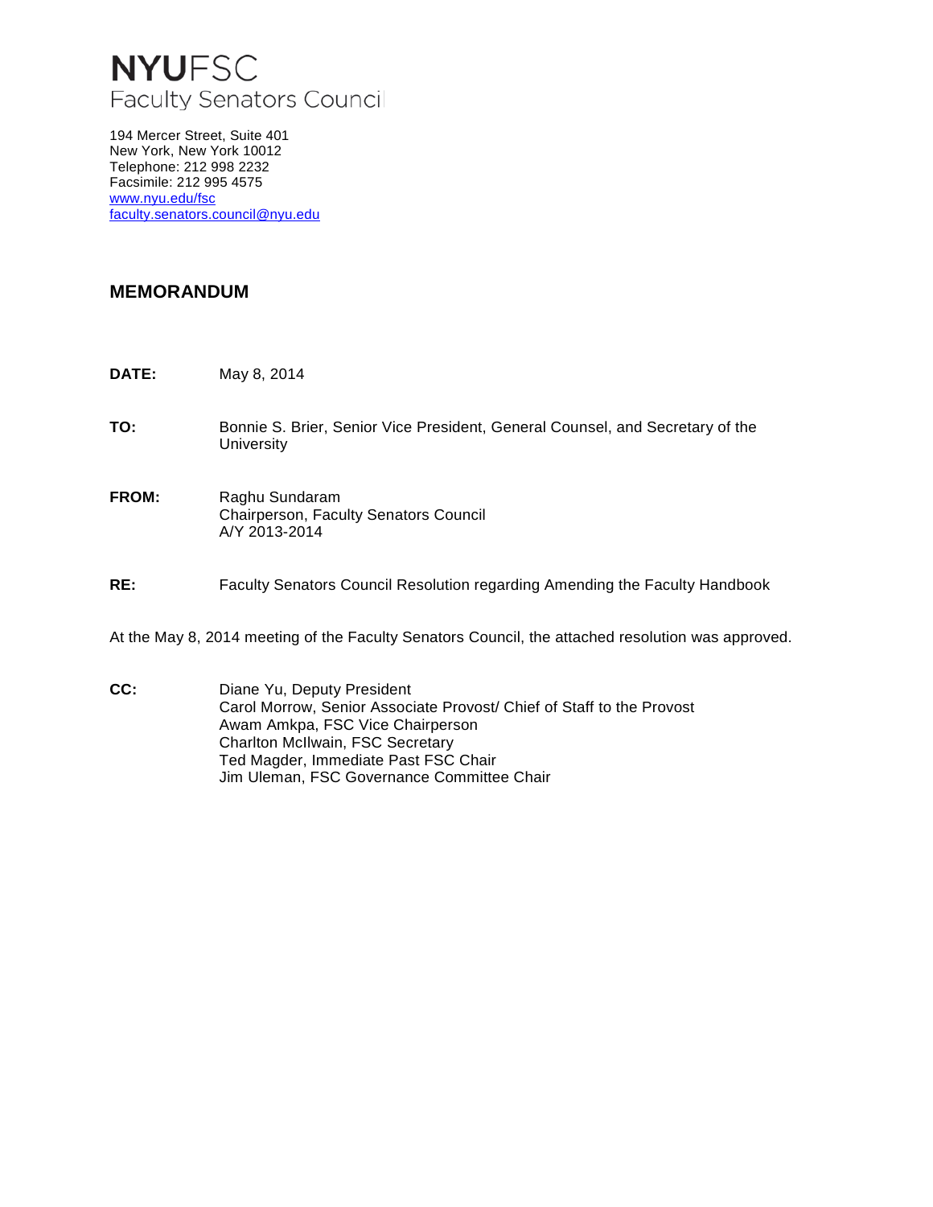# NYUFSC
Faculty Senators Council

194 Mercer Street, Suite 401
New York, New York 10012
Telephone: 212 998 2232
Facsimile: 212 995 4575
www.nyu.edu/fsc
faculty.senators.council@nyu.edu

## MEMORANDUM

**DATE:** May 8, 2014

**TO:** Bonnie S. Brier, Senior Vice President, General Counsel, and Secretary of the University

**FROM:** Raghu Sundaram
Chairperson, Faculty Senators Council
A/Y 2013-2014

**RE:** Faculty Senators Council Resolution regarding Amending the Faculty Handbook

At the May 8, 2014 meeting of the Faculty Senators Council, the attached resolution was approved.

**CC:** Diane Yu, Deputy President
Carol Morrow, Senior Associate Provost/ Chief of Staff to the Provost
Awam Amkpa, FSC Vice Chairperson
Charlton McIlwain, FSC Secretary
Ted Magder, Immediate Past FSC Chair
Jim Uleman, FSC Governance Committee Chair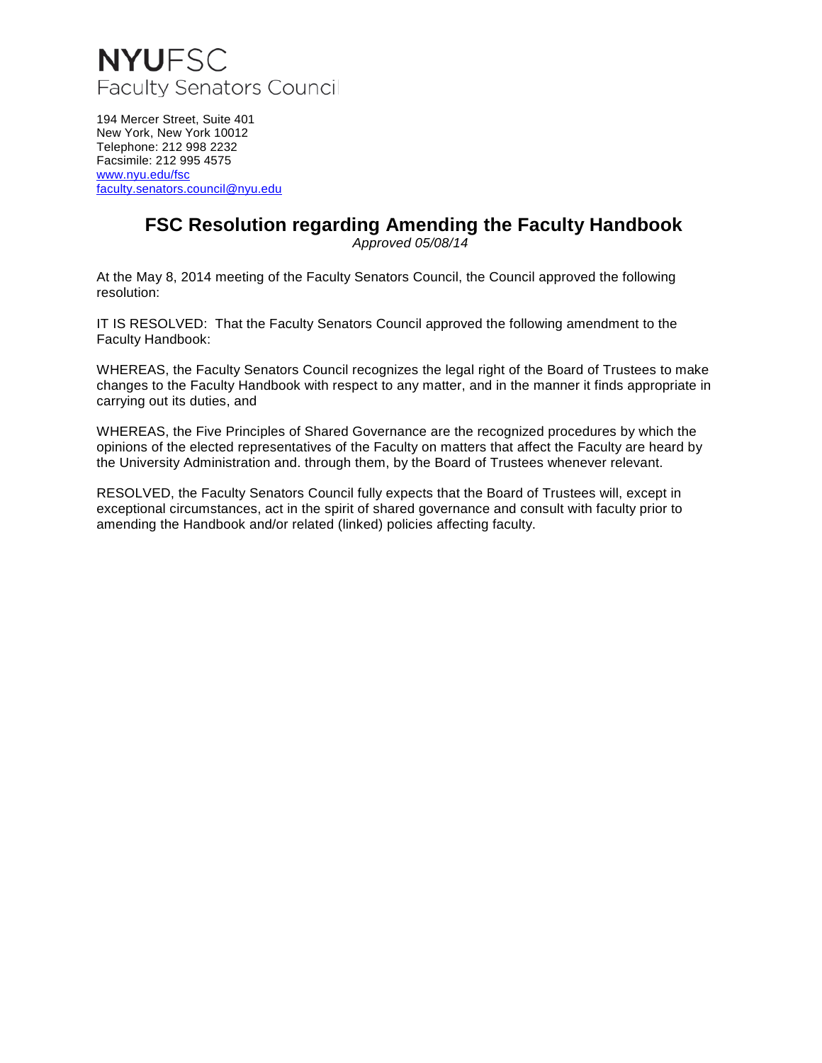# NYUFSC
Faculty Senators Council

194 Mercer Street, Suite 401
New York, New York 10012
Telephone: 212 998 2232
Facsimile: 212 995 4575
[www.nyu.edu/fsc](http://www.nyu.edu/fsc)
[faculty.senators.council@nyu.edu](mailto:faculty.senators.council@nyu.edu)

## FSC Resolution regarding Amending the Faculty Handbook

*Approved 05/08/14*

At the May 8, 2014 meeting of the Faculty Senators Council, the Council approved the following resolution:

IT IS RESOLVED: That the Faculty Senators Council approved the following amendment to the Faculty Handbook:

WHEREAS, the Faculty Senators Council recognizes the legal right of the Board of Trustees to make changes to the Faculty Handbook with respect to any matter, and in the manner it finds appropriate in carrying out its duties, and

WHEREAS, the Five Principles of Shared Governance are the recognized procedures by which the opinions of the elected representatives of the Faculty on matters that affect the Faculty are heard by the University Administration and. through them, by the Board of Trustees whenever relevant.

RESOLVED, the Faculty Senators Council fully expects that the Board of Trustees will, except in exceptional circumstances, act in the spirit of shared governance and consult with faculty prior to amending the Handbook and/or related (linked) policies affecting faculty.